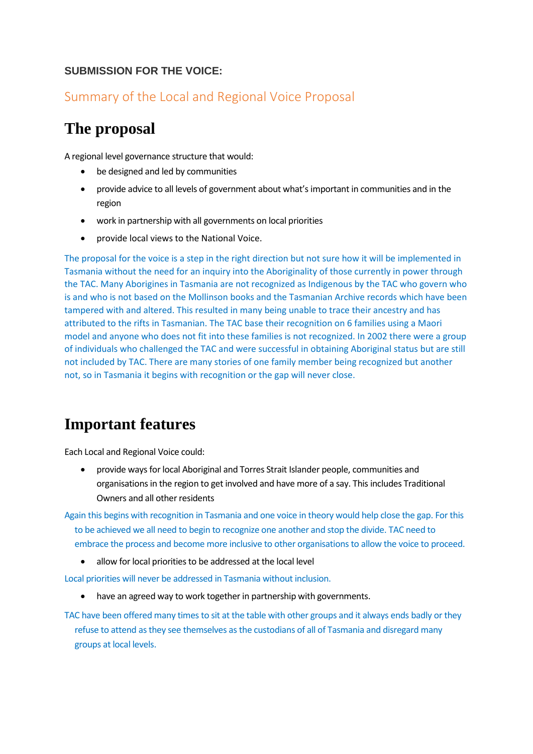**SUBMISSION FOR THE VOICE:**

## Summary of the Local and Regional Voice Proposal

# The proposal

A regional level governance structure that would:

- be designed and led by communities
- provide advice to all levels of government about what's important in communities and in the region
- work in partnership with all governments on local priorities
- provide local views to the National Voice.

The proposal for the voice is a step in the right direction but not sure how it will be implemented in Tasmania without the need for an inquiry into the Aboriginality of those currently in power through the TAC. Many Aborigines in Tasmania are not recognized as Indigenous by the TAC who govern who is and who is not based on the Mollinson books and the Tasmanian Archive records which have been tampered with and altered. This resulted in many being unable to trace their ancestry and has attributed to the rifts in Tasmanian. The TAC base their recognition on 6 families using a Maori model and anyone who does not fit into these families is not recognized. In 2002 there were a group of individuals who challenged the TAC and were successful in obtaining Aboriginal status but are still not included by TAC. There are many stories of one family member being recognized but another not, so in Tasmania it begins with recognition or the gap will never close.

# Important features

Each Local and Regional Voice could:

- provide ways for local Aboriginal and Torres Strait Islander people, communities and organisations in the region to get involved and have more of a say. This includes Traditional Owners and all other residents

Again this begins with recognition in Tasmania and one voice in theory would help close the gap. For this to be achieved we all need to begin to recognize one another and stop the divide. TAC need to embrace the process and become more inclusive to other organisations to allow the voice to proceed.

- allow for local priorities to be addressed at the local level

Local priorities will never be addressed in Tasmania without inclusion.

- have an agreed way to work together in partnership with governments.

TAC have been offered many times to sit at the table with other groups and it always ends badly or they refuse to attend as they see themselves as the custodians of all of Tasmania and disregard many groups at local levels.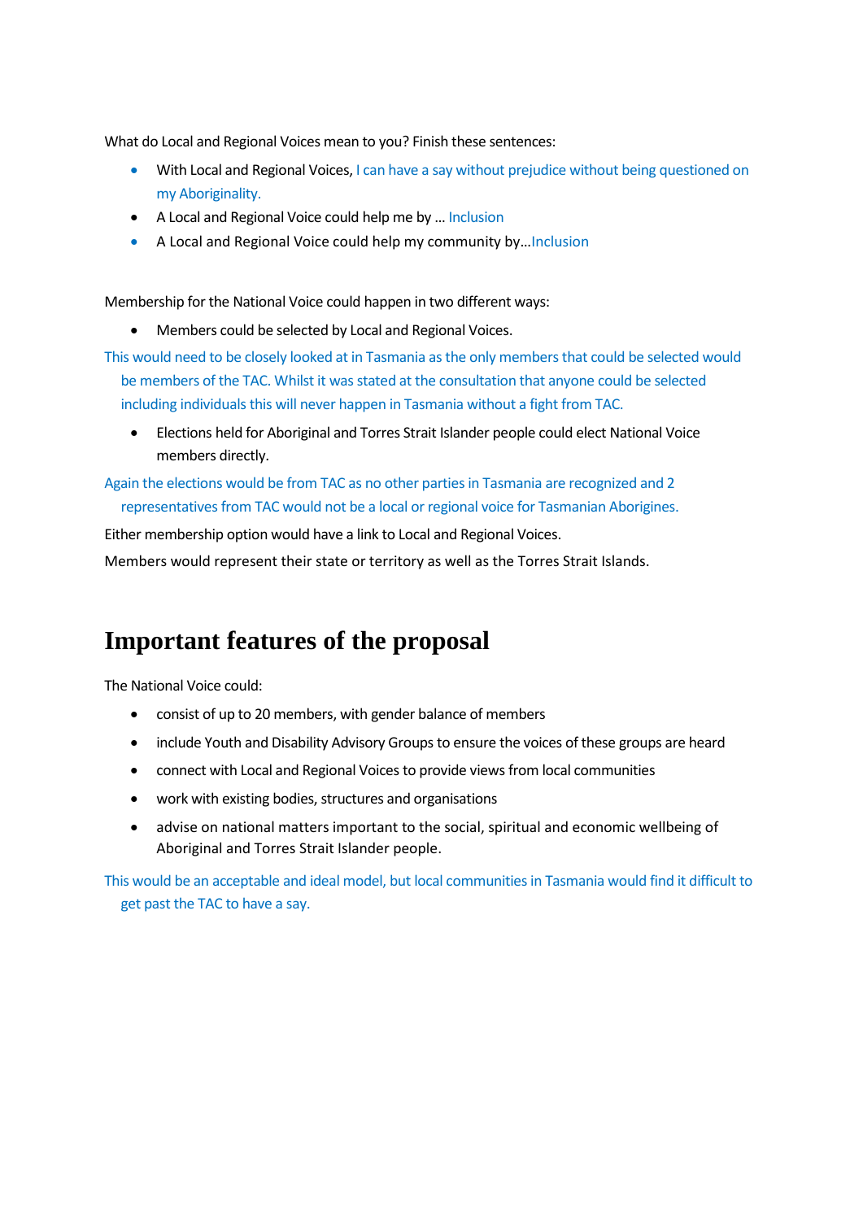What do Local and Regional Voices mean to you? Finish these sentences:

- With Local and Regional Voices, I can have a say without prejudice without being questioned on my Aboriginality.
- A Local and Regional Voice could help me by … Inclusion
- A Local and Regional Voice could help my community by…Inclusion

Membership for the National Voice could happen in two different ways:

- Members could be selected by Local and Regional Voices.

This would need to be closely looked at in Tasmania as the only members that could be selected would be members of the TAC. Whilst it was stated at the consultation that anyone could be selected including individuals this will never happen in Tasmania without a fight from TAC.

- Elections held for Aboriginal and Torres Strait Islander people could elect National Voice members directly.

Again the elections would be from TAC as no other parties in Tasmania are recognized and 2 representatives from TAC would not be a local or regional voice for Tasmanian Aborigines.

Either membership option would have a link to Local and Regional Voices.

Members would represent their state or territory as well as the Torres Strait Islands.

# Important features of the proposal

The National Voice could:

- consist of up to 20 members, with gender balance of members
- include Youth and Disability Advisory Groups to ensure the voices of these groups are heard
- connect with Local and Regional Voices to provide views from local communities
- work with existing bodies, structures and organisations
- advise on national matters important to the social, spiritual and economic wellbeing of Aboriginal and Torres Strait Islander people.

This would be an acceptable and ideal model, but local communities in Tasmania would find it difficult to get past the TAC to have a say.